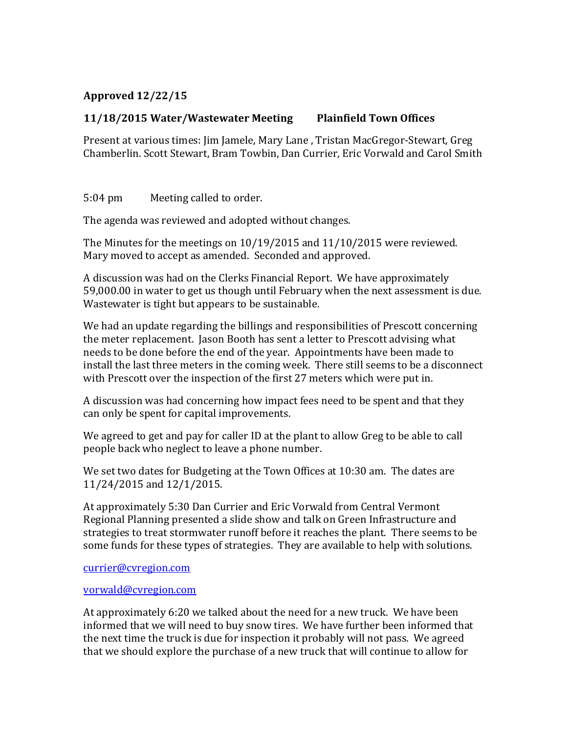**Approved 12/22/15**

**11/18/2015 Water/Wastewater Meeting        Plainfield Town Offices**

Present at various times: Jim Jamele, Mary Lane , Tristan MacGregor-Stewart, Greg Chamberlin. Scott Stewart, Bram Towbin, Dan Currier, Eric Vorwald and Carol Smith

5:04 pm        Meeting called to order.

The agenda was reviewed and adopted without changes.

The Minutes for the meetings on 10/19/2015 and 11/10/2015 were reviewed. Mary moved to accept as amended. Seconded and approved.

A discussion was had on the Clerks Financial Report. We have approximately 59,000.00 in water to get us though until February when the next assessment is due. Wastewater is tight but appears to be sustainable.

We had an update regarding the billings and responsibilities of Prescott concerning the meter replacement. Jason Booth has sent a letter to Prescott advising what needs to be done before the end of the year. Appointments have been made to install the last three meters in the coming week. There still seems to be a disconnect with Prescott over the inspection of the first 27 meters which were put in.

A discussion was had concerning how impact fees need to be spent and that they can only be spent for capital improvements.

We agreed to get and pay for caller ID at the plant to allow Greg to be able to call people back who neglect to leave a phone number.

We set two dates for Budgeting at the Town Offices at 10:30 am. The dates are 11/24/2015 and 12/1/2015.

At approximately 5:30 Dan Currier and Eric Vorwald from Central Vermont Regional Planning presented a slide show and talk on Green Infrastructure and strategies to treat stormwater runoff before it reaches the plant. There seems to be some funds for these types of strategies. They are available to help with solutions.

currier@cvregion.com

vorwald@cvregion.com

At approximately 6:20 we talked about the need for a new truck. We have been informed that we will need to buy snow tires. We have further been informed that the next time the truck is due for inspection it probably will not pass. We agreed that we should explore the purchase of a new truck that will continue to allow for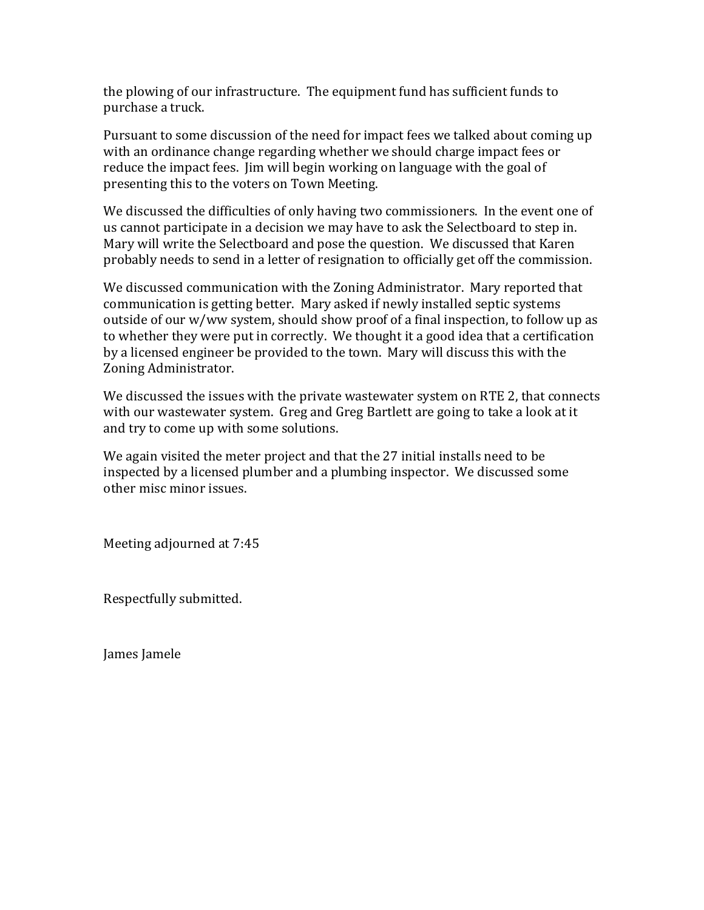the plowing of our infrastructure. The equipment fund has sufficient funds to purchase a truck.

Pursuant to some discussion of the need for impact fees we talked about coming up with an ordinance change regarding whether we should charge impact fees or reduce the impact fees. Jim will begin working on language with the goal of presenting this to the voters on Town Meeting.

We discussed the difficulties of only having two commissioners. In the event one of us cannot participate in a decision we may have to ask the Selectboard to step in. Mary will write the Selectboard and pose the question. We discussed that Karen probably needs to send in a letter of resignation to officially get off the commission.

We discussed communication with the Zoning Administrator. Mary reported that communication is getting better. Mary asked if newly installed septic systems outside of our w/ww system, should show proof of a final inspection, to follow up as to whether they were put in correctly. We thought it a good idea that a certification by a licensed engineer be provided to the town. Mary will discuss this with the Zoning Administrator.

We discussed the issues with the private wastewater system on RTE 2, that connects with our wastewater system. Greg and Greg Bartlett are going to take a look at it and try to come up with some solutions.

We again visited the meter project and that the 27 initial installs need to be inspected by a licensed plumber and a plumbing inspector. We discussed some other misc minor issues.

Meeting adjourned at 7:45

Respectfully submitted.

James Jamele